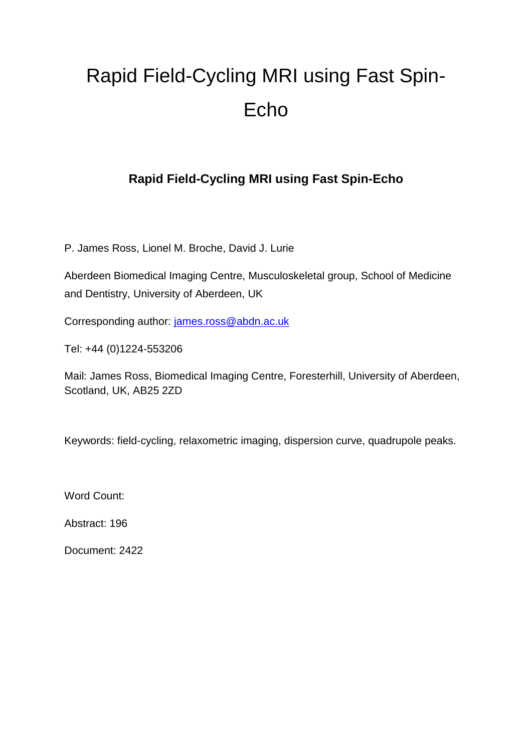# Rapid Field-Cycling MRI using Fast Spin-Echo

**Rapid Field-Cycling MRI using Fast Spin-Echo**

P. James Ross, Lionel M. Broche, David J. Lurie

Aberdeen Biomedical Imaging Centre, Musculoskeletal group, School of Medicine and Dentistry, University of Aberdeen, UK

Corresponding author: [james.ross@abdn.ac.uk](mailto:james.ross@abdn.ac.uk)

Tel: +44 (0)1224-553206

Mail: James Ross, Biomedical Imaging Centre, Foresterhill, University of Aberdeen, Scotland, UK, AB25 2ZD

Keywords: field-cycling, relaxometric imaging, dispersion curve, quadrupole peaks.

Word Count:

Abstract: 196

Document: 2422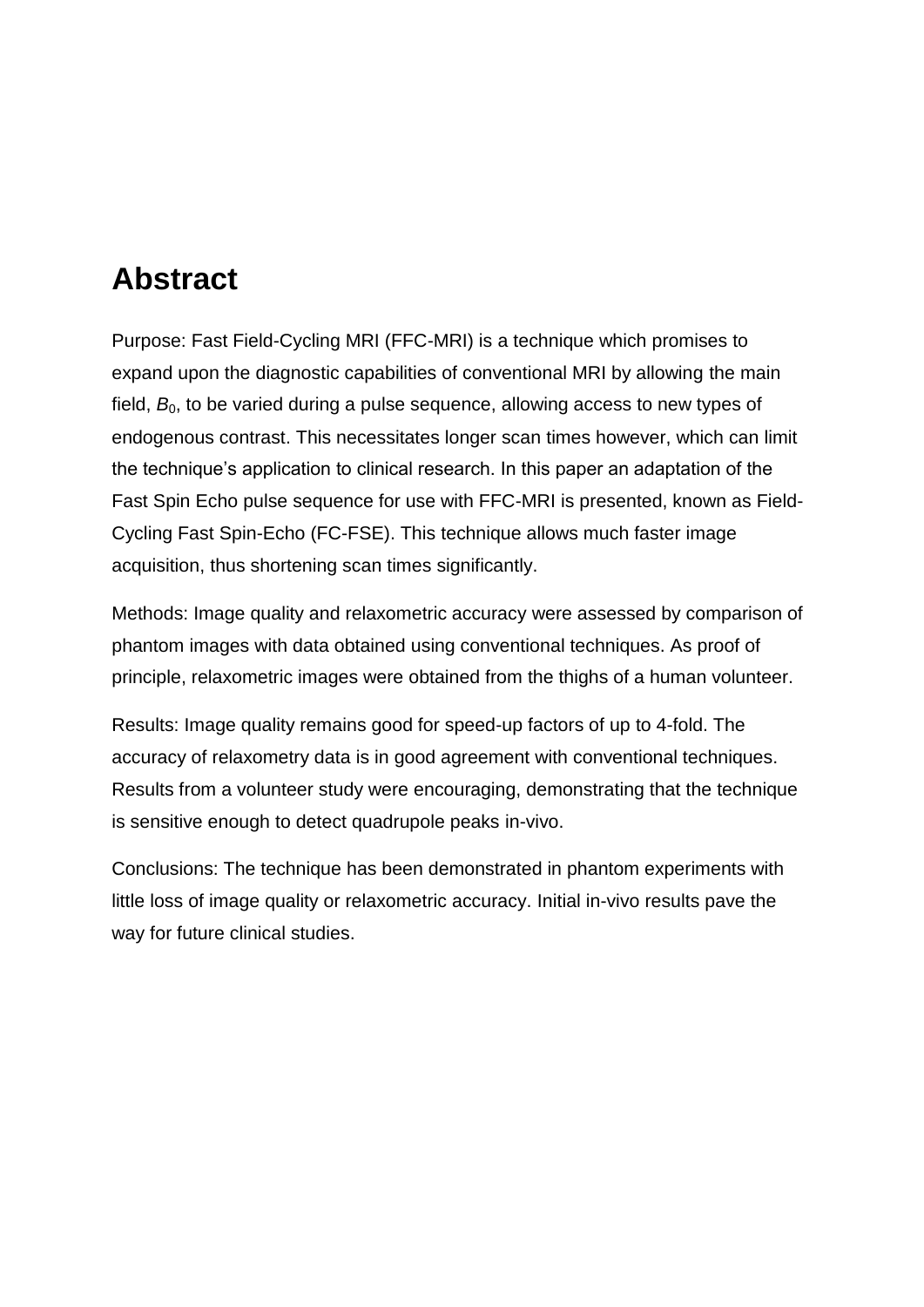# Abstract

Purpose: Fast Field-Cycling MRI (FFC-MRI) is a technique which promises to expand upon the diagnostic capabilities of conventional MRI by allowing the main field, $B_0$, to be varied during a pulse sequence, allowing access to new types of endogenous contrast. This necessitates longer scan times however, which can limit the technique's application to clinical research. In this paper an adaptation of the Fast Spin Echo pulse sequence for use with FFC-MRI is presented, known as Field-Cycling Fast Spin-Echo (FC-FSE). This technique allows much faster image acquisition, thus shortening scan times significantly.

Methods: Image quality and relaxometric accuracy were assessed by comparison of phantom images with data obtained using conventional techniques. As proof of principle, relaxometric images were obtained from the thighs of a human volunteer.

Results: Image quality remains good for speed-up factors of up to 4-fold. The accuracy of relaxometry data is in good agreement with conventional techniques. Results from a volunteer study were encouraging, demonstrating that the technique is sensitive enough to detect quadrupole peaks in-vivo.

Conclusions: The technique has been demonstrated in phantom experiments with little loss of image quality or relaxometric accuracy. Initial in-vivo results pave the way for future clinical studies.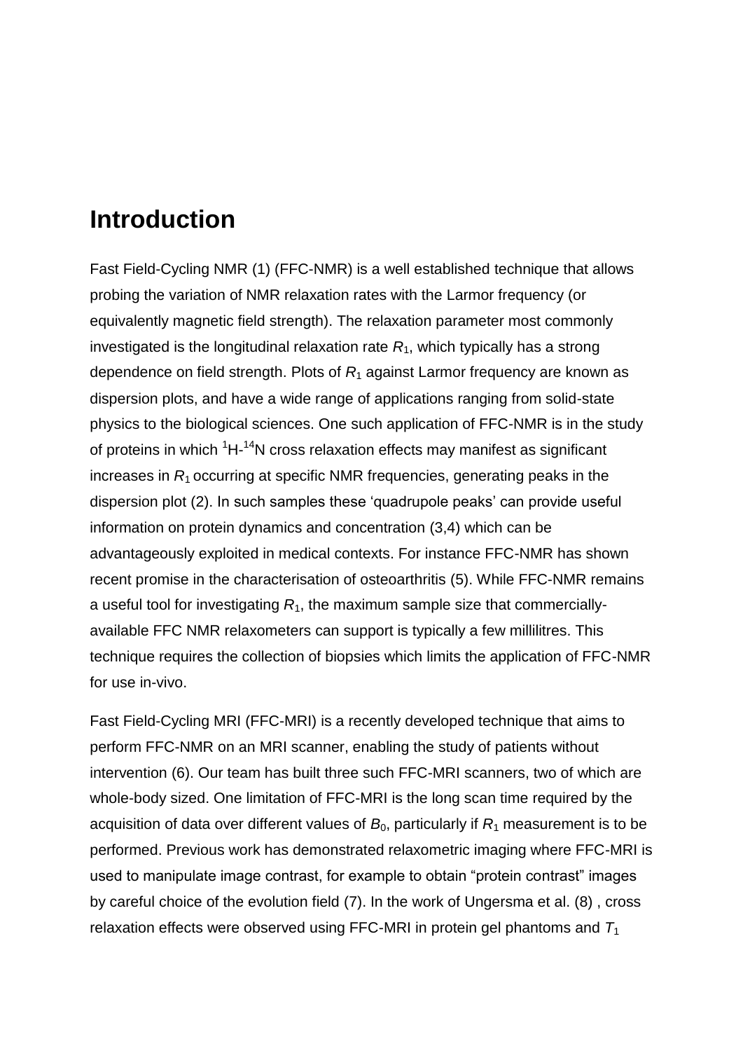# Introduction

Fast Field-Cycling NMR (1) (FFC-NMR) is a well established technique that allows probing the variation of NMR relaxation rates with the Larmor frequency (or equivalently magnetic field strength). The relaxation parameter most commonly investigated is the longitudinal relaxation rate $R_1$, which typically has a strong dependence on field strength. Plots of $R_1$ against Larmor frequency are known as dispersion plots, and have a wide range of applications ranging from solid-state physics to the biological sciences. One such application of FFC-NMR is in the study of proteins in which $^1H$-$^{14}N$ cross relaxation effects may manifest as significant increases in $R_1$ occurring at specific NMR frequencies, generating peaks in the dispersion plot (2). In such samples these 'quadrupole peaks' can provide useful information on protein dynamics and concentration (3,4) which can be advantageously exploited in medical contexts. For instance FFC-NMR has shown recent promise in the characterisation of osteoarthritis (5). While FFC-NMR remains a useful tool for investigating $R_1$, the maximum sample size that commercially-available FFC NMR relaxometers can support is typically a few millilitres. This technique requires the collection of biopsies which limits the application of FFC-NMR for use in-vivo.

Fast Field-Cycling MRI (FFC-MRI) is a recently developed technique that aims to perform FFC-NMR on an MRI scanner, enabling the study of patients without intervention (6). Our team has built three such FFC-MRI scanners, two of which are whole-body sized. One limitation of FFC-MRI is the long scan time required by the acquisition of data over different values of $B_0$, particularly if $R_1$ measurement is to be performed. Previous work has demonstrated relaxometric imaging where FFC-MRI is used to manipulate image contrast, for example to obtain "protein contrast" images by careful choice of the evolution field (7). In the work of Ungersma et al. (8) , cross relaxation effects were observed using FFC-MRI in protein gel phantoms and $T_1$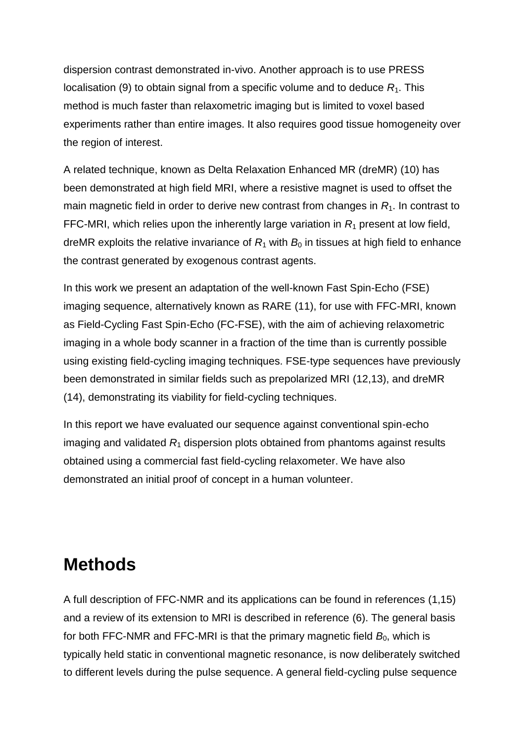dispersion contrast demonstrated in-vivo. Another approach is to use PRESS localisation (9) to obtain signal from a specific volume and to deduce $R_1$. This method is much faster than relaxometric imaging but is limited to voxel based experiments rather than entire images. It also requires good tissue homogeneity over the region of interest.

A related technique, known as Delta Relaxation Enhanced MR (dreMR) (10) has been demonstrated at high field MRI, where a resistive magnet is used to offset the main magnetic field in order to derive new contrast from changes in $R_1$. In contrast to FFC-MRI, which relies upon the inherently large variation in $R_1$ present at low field, dreMR exploits the relative invariance of $R_1$ with $B_0$ in tissues at high field to enhance the contrast generated by exogenous contrast agents.

In this work we present an adaptation of the well-known Fast Spin-Echo (FSE) imaging sequence, alternatively known as RARE (11), for use with FFC-MRI, known as Field-Cycling Fast Spin-Echo (FC-FSE), with the aim of achieving relaxometric imaging in a whole body scanner in a fraction of the time than is currently possible using existing field-cycling imaging techniques. FSE-type sequences have previously been demonstrated in similar fields such as prepolarized MRI (12,13), and dreMR (14), demonstrating its viability for field-cycling techniques.

In this report we have evaluated our sequence against conventional spin-echo imaging and validated $R_1$ dispersion plots obtained from phantoms against results obtained using a commercial fast field-cycling relaxometer. We have also demonstrated an initial proof of concept in a human volunteer.

# Methods

A full description of FFC-NMR and its applications can be found in references (1,15) and a review of its extension to MRI is described in reference (6). The general basis for both FFC-NMR and FFC-MRI is that the primary magnetic field $B_0$, which is typically held static in conventional magnetic resonance, is now deliberately switched to different levels during the pulse sequence. A general field-cycling pulse sequence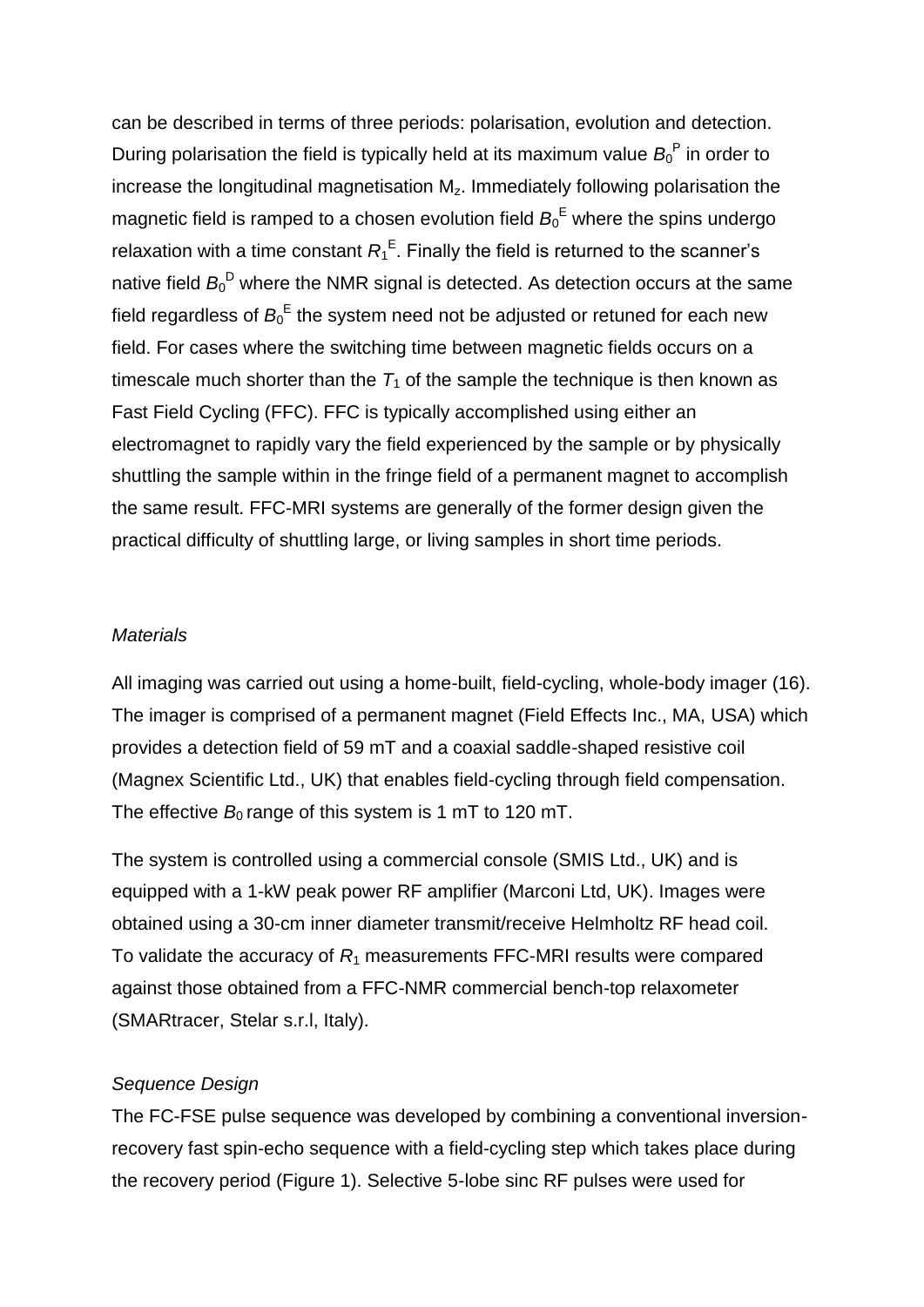can be described in terms of three periods: polarisation, evolution and detection. During polarisation the field is typically held at its maximum value $B_0^P$ in order to increase the longitudinal magnetisation $M_z$. Immediately following polarisation the magnetic field is ramped to a chosen evolution field $B_0^E$ where the spins undergo relaxation with a time constant $R_1^E$. Finally the field is returned to the scanner's native field $B_0^D$ where the NMR signal is detected. As detection occurs at the same field regardless of $B_0^E$ the system need not be adjusted or retuned for each new field. For cases where the switching time between magnetic fields occurs on a timescale much shorter than the $T_1$ of the sample the technique is then known as Fast Field Cycling (FFC). FFC is typically accomplished using either an electromagnet to rapidly vary the field experienced by the sample or by physically shuttling the sample within in the fringe field of a permanent magnet to accomplish the same result. FFC-MRI systems are generally of the former design given the practical difficulty of shuttling large, or living samples in short time periods.

*Materials*

All imaging was carried out using a home-built, field-cycling, whole-body imager (16). The imager is comprised of a permanent magnet (Field Effects Inc., MA, USA) which provides a detection field of 59 mT and a coaxial saddle-shaped resistive coil (Magnex Scientific Ltd., UK) that enables field-cycling through field compensation. The effective $B_0$ range of this system is 1 mT to 120 mT.

The system is controlled using a commercial console (SMIS Ltd., UK) and is equipped with a 1-kW peak power RF amplifier (Marconi Ltd, UK). Images were obtained using a 30-cm inner diameter transmit/receive Helmholtz RF head coil. To validate the accuracy of $R_1$ measurements FFC-MRI results were compared against those obtained from a FFC-NMR commercial bench-top relaxometer (SMARtracer, Stelar s.r.l, Italy).

*Sequence Design*

The FC-FSE pulse sequence was developed by combining a conventional inversion-recovery fast spin-echo sequence with a field-cycling step which takes place during the recovery period (Figure 1). Selective 5-lobe sinc RF pulses were used for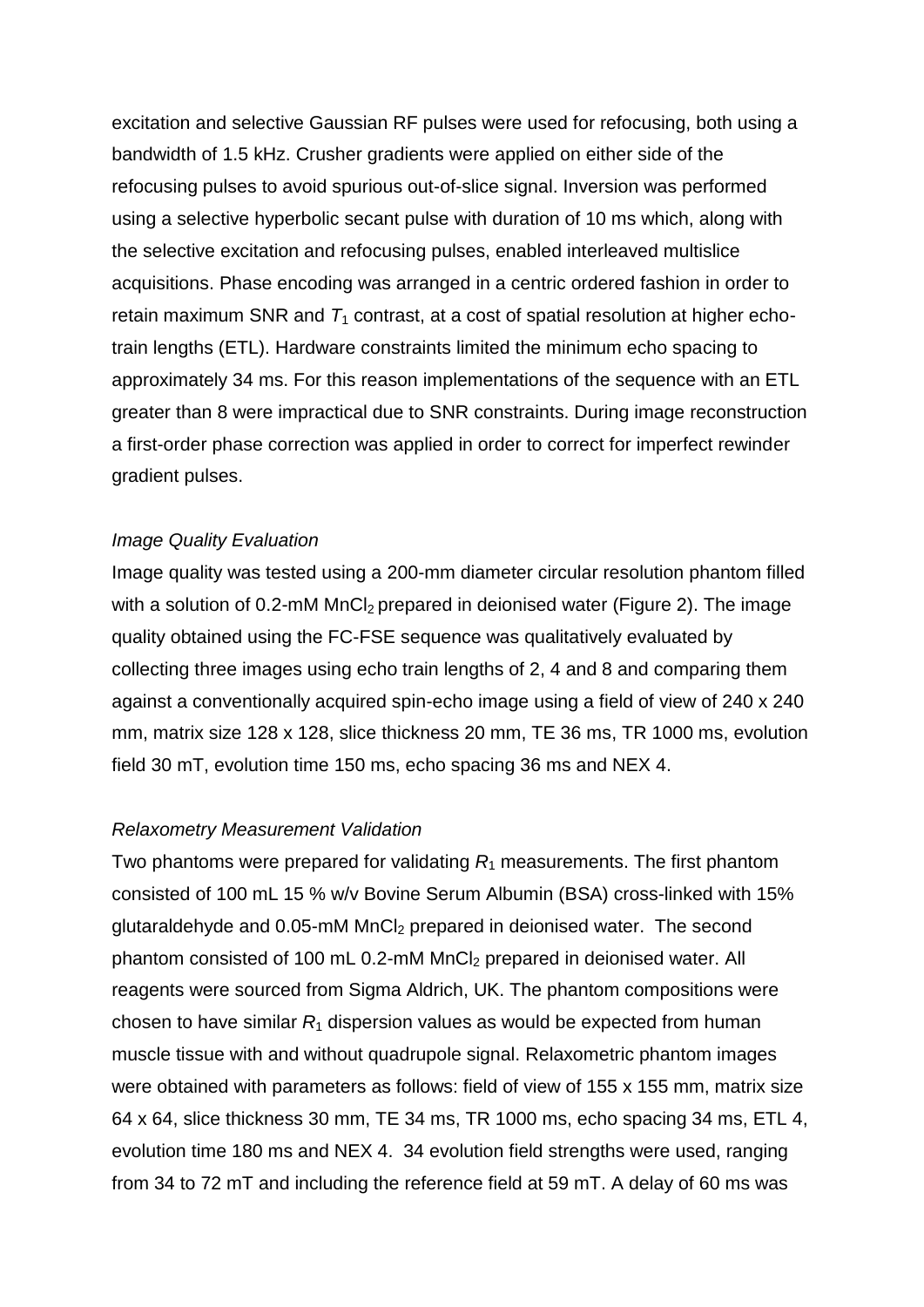excitation and selective Gaussian RF pulses were used for refocusing, both using a bandwidth of 1.5 kHz. Crusher gradients were applied on either side of the refocusing pulses to avoid spurious out-of-slice signal. Inversion was performed using a selective hyperbolic secant pulse with duration of 10 ms which, along with the selective excitation and refocusing pulses, enabled interleaved multislice acquisitions. Phase encoding was arranged in a centric ordered fashion in order to retain maximum SNR and $T_1$ contrast, at a cost of spatial resolution at higher echo-train lengths (ETL). Hardware constraints limited the minimum echo spacing to approximately 34 ms. For this reason implementations of the sequence with an ETL greater than 8 were impractical due to SNR constraints. During image reconstruction a first-order phase correction was applied in order to correct for imperfect rewinder gradient pulses.

*Image Quality Evaluation*

Image quality was tested using a 200-mm diameter circular resolution phantom filled with a solution of 0.2-mM $MnCl_2$ prepared in deionised water (Figure 2). The image quality obtained using the FC-FSE sequence was qualitatively evaluated by collecting three images using echo train lengths of 2, 4 and 8 and comparing them against a conventionally acquired spin-echo image using a field of view of 240 x 240 mm, matrix size 128 x 128, slice thickness 20 mm, TE 36 ms, TR 1000 ms, evolution field 30 mT, evolution time 150 ms, echo spacing 36 ms and NEX 4.

*Relaxometry Measurement Validation*

Two phantoms were prepared for validating $R_1$ measurements. The first phantom consisted of 100 mL 15 % w/v Bovine Serum Albumin (BSA) cross-linked with 15% glutaraldehyde and 0.05-mM $MnCl_2$ prepared in deionised water. The second phantom consisted of 100 mL 0.2-mM $MnCl_2$ prepared in deionised water. All reagents were sourced from Sigma Aldrich, UK. The phantom compositions were chosen to have similar $R_1$ dispersion values as would be expected from human muscle tissue with and without quadrupole signal. Relaxometric phantom images were obtained with parameters as follows: field of view of 155 x 155 mm, matrix size 64 x 64, slice thickness 30 mm, TE 34 ms, TR 1000 ms, echo spacing 34 ms, ETL 4, evolution time 180 ms and NEX 4. 34 evolution field strengths were used, ranging from 34 to 72 mT and including the reference field at 59 mT. A delay of 60 ms was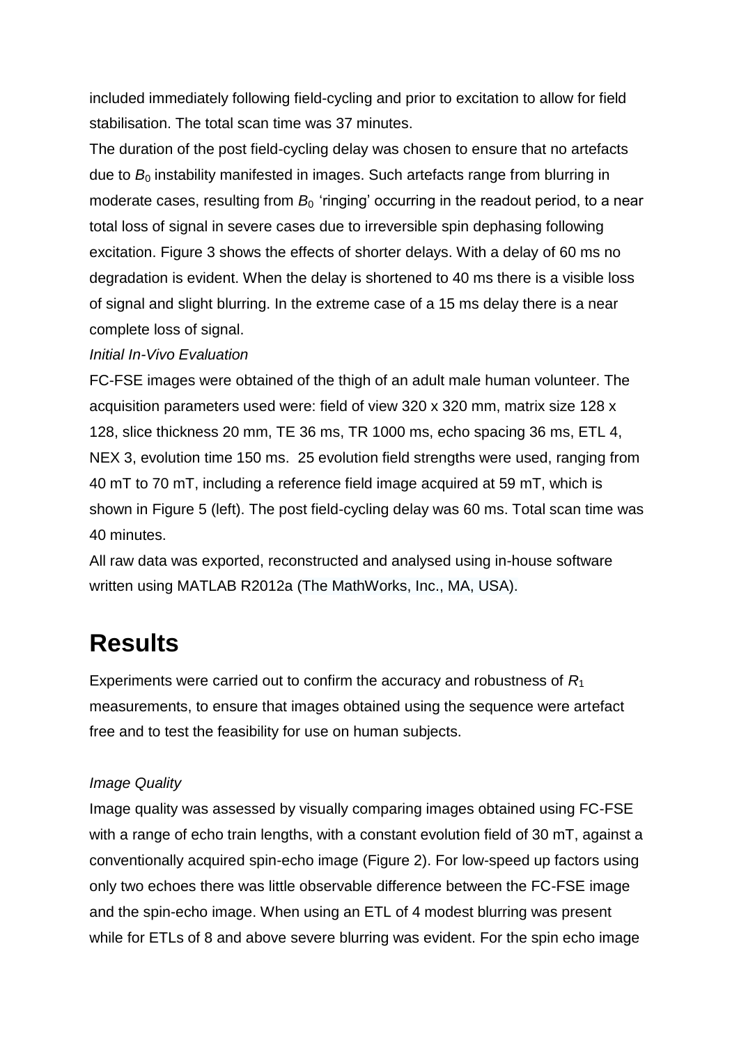included immediately following field-cycling and prior to excitation to allow for field stabilisation. The total scan time was 37 minutes.

The duration of the post field-cycling delay was chosen to ensure that no artefacts due to $B_0$ instability manifested in images. Such artefacts range from blurring in moderate cases, resulting from $B_0$ 'ringing' occurring in the readout period, to a near total loss of signal in severe cases due to irreversible spin dephasing following excitation. Figure 3 shows the effects of shorter delays. With a delay of 60 ms no degradation is evident. When the delay is shortened to 40 ms there is a visible loss of signal and slight blurring. In the extreme case of a 15 ms delay there is a near complete loss of signal.

*Initial In-Vivo Evaluation*

FC-FSE images were obtained of the thigh of an adult male human volunteer. The acquisition parameters used were: field of view 320 x 320 mm, matrix size 128 x 128, slice thickness 20 mm, TE 36 ms, TR 1000 ms, echo spacing 36 ms, ETL 4, NEX 3, evolution time 150 ms.  25 evolution field strengths were used, ranging from 40 mT to 70 mT, including a reference field image acquired at 59 mT, which is shown in Figure 5 (left). The post field-cycling delay was 60 ms. Total scan time was 40 minutes.

All raw data was exported, reconstructed and analysed using in-house software written using MATLAB R2012a (The MathWorks, Inc., MA, USA).

# Results

Experiments were carried out to confirm the accuracy and robustness of $R_1$ measurements, to ensure that images obtained using the sequence were artefact free and to test the feasibility for use on human subjects.

*Image Quality*

Image quality was assessed by visually comparing images obtained using FC-FSE with a range of echo train lengths, with a constant evolution field of 30 mT, against a conventionally acquired spin-echo image (Figure 2). For low-speed up factors using only two echoes there was little observable difference between the FC-FSE image and the spin-echo image. When using an ETL of 4 modest blurring was present while for ETLs of 8 and above severe blurring was evident. For the spin echo image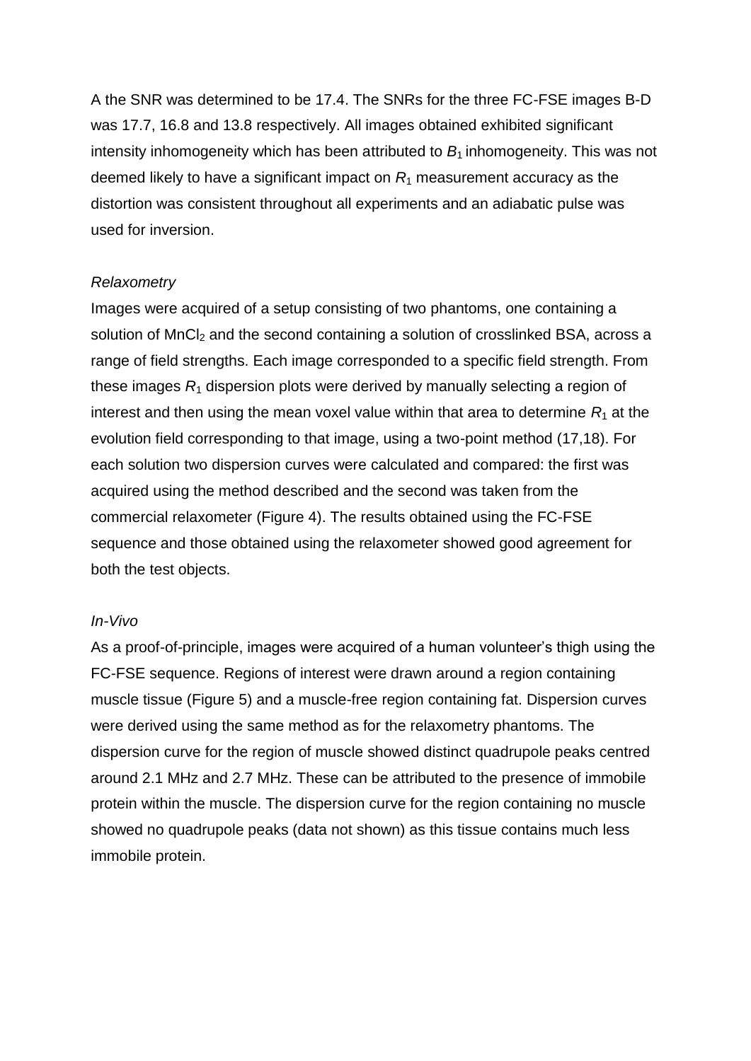A the SNR was determined to be 17.4. The SNRs for the three FC-FSE images B-D was 17.7, 16.8 and 13.8 respectively. All images obtained exhibited significant intensity inhomogeneity which has been attributed to $B_1$ inhomogeneity. This was not deemed likely to have a significant impact on $R_1$ measurement accuracy as the distortion was consistent throughout all experiments and an adiabatic pulse was used for inversion.

*Relaxometry*

Images were acquired of a setup consisting of two phantoms, one containing a solution of $MnCl_2$ and the second containing a solution of crosslinked BSA, across a range of field strengths. Each image corresponded to a specific field strength. From these images $R_1$ dispersion plots were derived by manually selecting a region of interest and then using the mean voxel value within that area to determine $R_1$ at the evolution field corresponding to that image, using a two-point method (17,18). For each solution two dispersion curves were calculated and compared: the first was acquired using the method described and the second was taken from the commercial relaxometer (Figure 4). The results obtained using the FC-FSE sequence and those obtained using the relaxometer showed good agreement for both the test objects.

*In-Vivo*

As a proof-of-principle, images were acquired of a human volunteer's thigh using the FC-FSE sequence. Regions of interest were drawn around a region containing muscle tissue (Figure 5) and a muscle-free region containing fat. Dispersion curves were derived using the same method as for the relaxometry phantoms. The dispersion curve for the region of muscle showed distinct quadrupole peaks centred around 2.1 MHz and 2.7 MHz. These can be attributed to the presence of immobile protein within the muscle. The dispersion curve for the region containing no muscle showed no quadrupole peaks (data not shown) as this tissue contains much less immobile protein.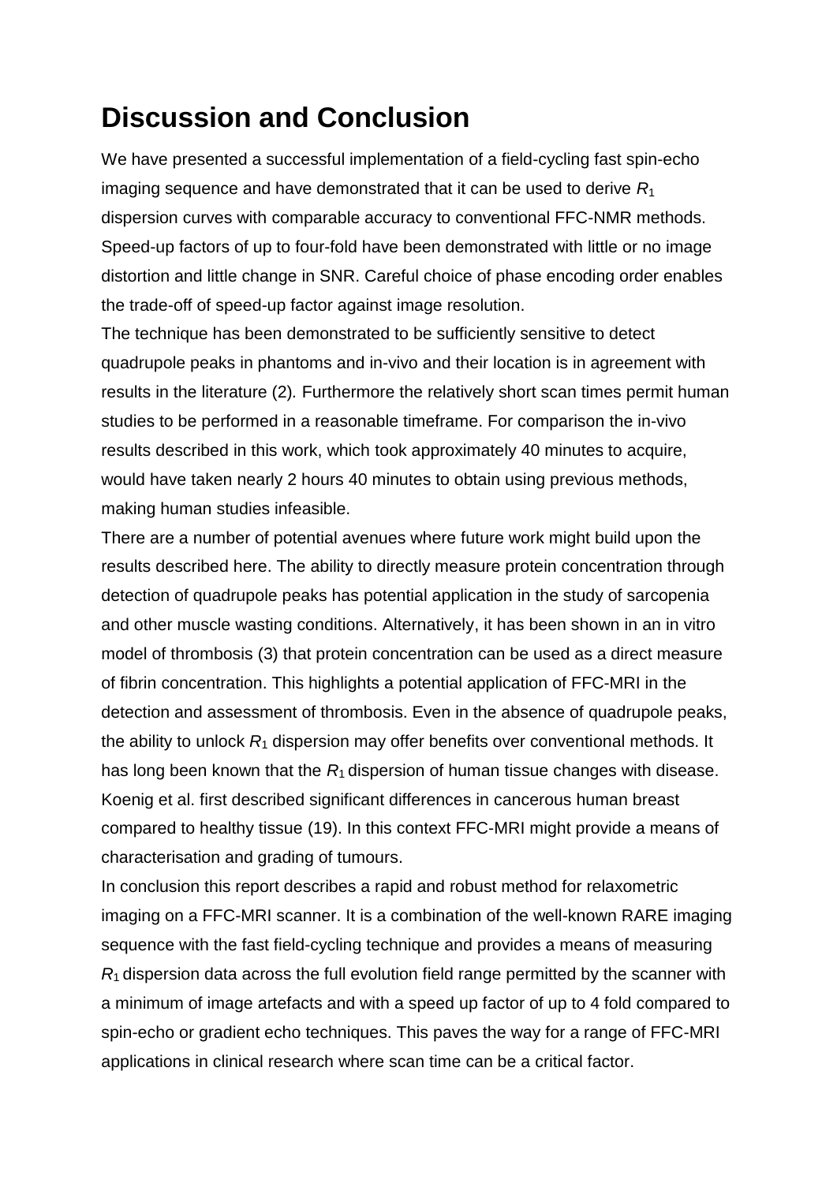# Discussion and Conclusion

We have presented a successful implementation of a field-cycling fast spin-echo imaging sequence and have demonstrated that it can be used to derive $R_1$ dispersion curves with comparable accuracy to conventional FFC-NMR methods. Speed-up factors of up to four-fold have been demonstrated with little or no image distortion and little change in SNR. Careful choice of phase encoding order enables the trade-off of speed-up factor against image resolution.

The technique has been demonstrated to be sufficiently sensitive to detect quadrupole peaks in phantoms and in-vivo and their location is in agreement with results in the literature (2). Furthermore the relatively short scan times permit human studies to be performed in a reasonable timeframe. For comparison the in-vivo results described in this work, which took approximately 40 minutes to acquire, would have taken nearly 2 hours 40 minutes to obtain using previous methods, making human studies infeasible.

There are a number of potential avenues where future work might build upon the results described here. The ability to directly measure protein concentration through detection of quadrupole peaks has potential application in the study of sarcopenia and other muscle wasting conditions. Alternatively, it has been shown in an in vitro model of thrombosis (3) that protein concentration can be used as a direct measure of fibrin concentration. This highlights a potential application of FFC-MRI in the detection and assessment of thrombosis. Even in the absence of quadrupole peaks, the ability to unlock $R_1$ dispersion may offer benefits over conventional methods. It has long been known that the $R_1$ dispersion of human tissue changes with disease. Koenig et al. first described significant differences in cancerous human breast compared to healthy tissue (19). In this context FFC-MRI might provide a means of characterisation and grading of tumours.

In conclusion this report describes a rapid and robust method for relaxometric imaging on a FFC-MRI scanner. It is a combination of the well-known RARE imaging sequence with the fast field-cycling technique and provides a means of measuring $R_1$ dispersion data across the full evolution field range permitted by the scanner with a minimum of image artefacts and with a speed up factor of up to 4 fold compared to spin-echo or gradient echo techniques. This paves the way for a range of FFC-MRI applications in clinical research where scan time can be a critical factor.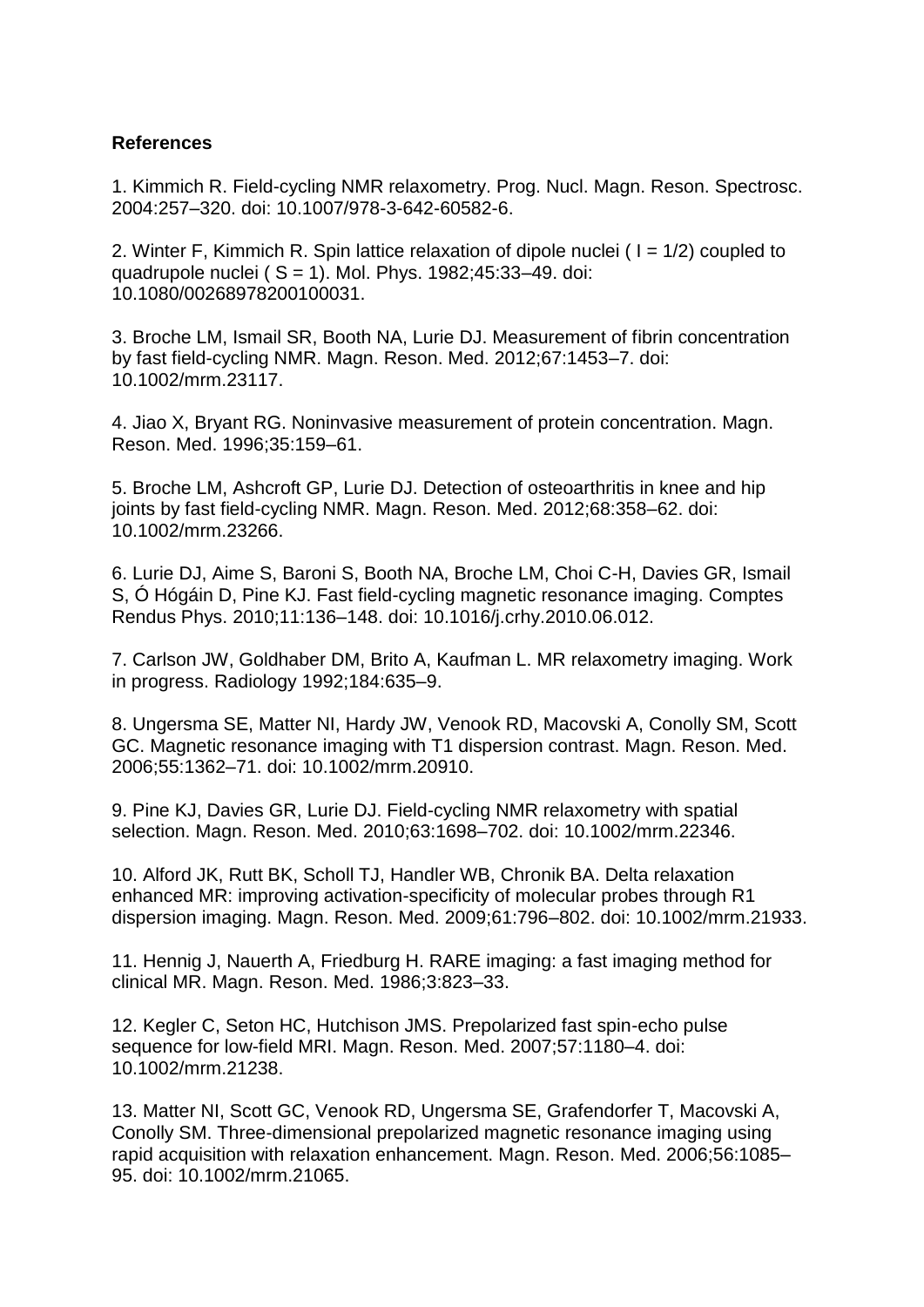**References**

1. Kimmich R. Field-cycling NMR relaxometry. Prog. Nucl. Magn. Reson. Spectrosc. 2004:257–320. doi: 10.1007/978-3-642-60582-6.

2. Winter F, Kimmich R. Spin lattice relaxation of dipole nuclei ( I = 1/2) coupled to quadrupole nuclei ( S = 1). Mol. Phys. 1982;45:33–49. doi: 10.1080/00268978200100031.

3. Broche LM, Ismail SR, Booth NA, Lurie DJ. Measurement of fibrin concentration by fast field-cycling NMR. Magn. Reson. Med. 2012;67:1453–7. doi: 10.1002/mrm.23117.

4. Jiao X, Bryant RG. Noninvasive measurement of protein concentration. Magn. Reson. Med. 1996;35:159–61.

5. Broche LM, Ashcroft GP, Lurie DJ. Detection of osteoarthritis in knee and hip joints by fast field-cycling NMR. Magn. Reson. Med. 2012;68:358–62. doi: 10.1002/mrm.23266.

6. Lurie DJ, Aime S, Baroni S, Booth NA, Broche LM, Choi C-H, Davies GR, Ismail S, Ó Hógáin D, Pine KJ. Fast field-cycling magnetic resonance imaging. Comptes Rendus Phys. 2010;11:136–148. doi: 10.1016/j.crhy.2010.06.012.

7. Carlson JW, Goldhaber DM, Brito A, Kaufman L. MR relaxometry imaging. Work in progress. Radiology 1992;184:635–9.

8. Ungersma SE, Matter NI, Hardy JW, Venook RD, Macovski A, Conolly SM, Scott GC. Magnetic resonance imaging with T1 dispersion contrast. Magn. Reson. Med. 2006;55:1362–71. doi: 10.1002/mrm.20910.

9. Pine KJ, Davies GR, Lurie DJ. Field-cycling NMR relaxometry with spatial selection. Magn. Reson. Med. 2010;63:1698–702. doi: 10.1002/mrm.22346.

10. Alford JK, Rutt BK, Scholl TJ, Handler WB, Chronik BA. Delta relaxation enhanced MR: improving activation-specificity of molecular probes through R1 dispersion imaging. Magn. Reson. Med. 2009;61:796–802. doi: 10.1002/mrm.21933.

11. Hennig J, Nauerth A, Friedburg H. RARE imaging: a fast imaging method for clinical MR. Magn. Reson. Med. 1986;3:823–33.

12. Kegler C, Seton HC, Hutchison JMS. Prepolarized fast spin-echo pulse sequence for low-field MRI. Magn. Reson. Med. 2007;57:1180–4. doi: 10.1002/mrm.21238.

13. Matter NI, Scott GC, Venook RD, Ungersma SE, Grafendorfer T, Macovski A, Conolly SM. Three-dimensional prepolarized magnetic resonance imaging using rapid acquisition with relaxation enhancement. Magn. Reson. Med. 2006;56:1085–95. doi: 10.1002/mrm.21065.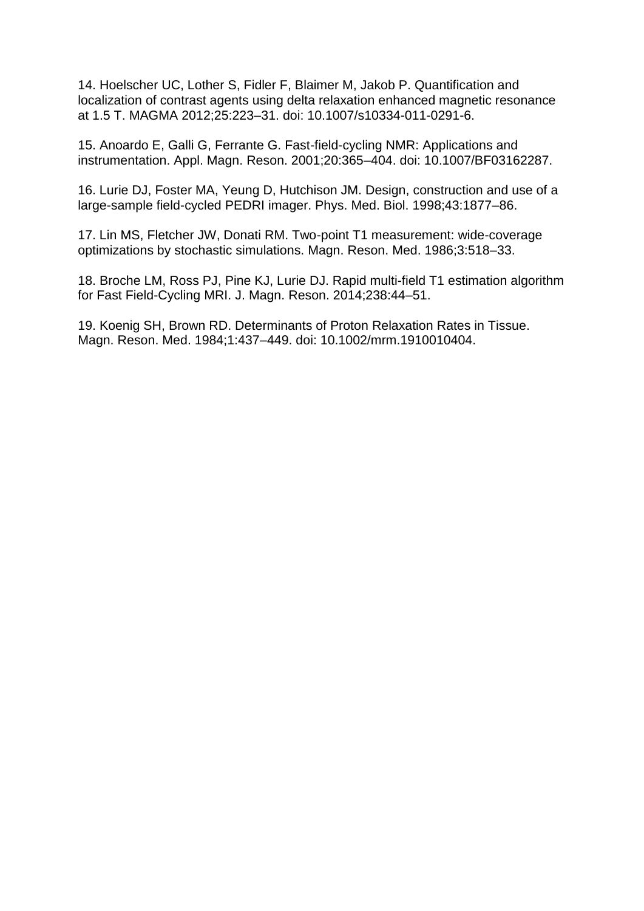14. Hoelscher UC, Lother S, Fidler F, Blaimer M, Jakob P. Quantification and localization of contrast agents using delta relaxation enhanced magnetic resonance at 1.5 T. MAGMA 2012;25:223–31. doi: 10.1007/s10334-011-0291-6.

15. Anoardo E, Galli G, Ferrante G. Fast-field-cycling NMR: Applications and instrumentation. Appl. Magn. Reson. 2001;20:365–404. doi: 10.1007/BF03162287.

16. Lurie DJ, Foster MA, Yeung D, Hutchison JM. Design, construction and use of a large-sample field-cycled PEDRI imager. Phys. Med. Biol. 1998;43:1877–86.

17. Lin MS, Fletcher JW, Donati RM. Two-point T1 measurement: wide-coverage optimizations by stochastic simulations. Magn. Reson. Med. 1986;3:518–33.

18. Broche LM, Ross PJ, Pine KJ, Lurie DJ. Rapid multi-field T1 estimation algorithm for Fast Field-Cycling MRI. J. Magn. Reson. 2014;238:44–51.

19. Koenig SH, Brown RD. Determinants of Proton Relaxation Rates in Tissue. Magn. Reson. Med. 1984;1:437–449. doi: 10.1002/mrm.1910010404.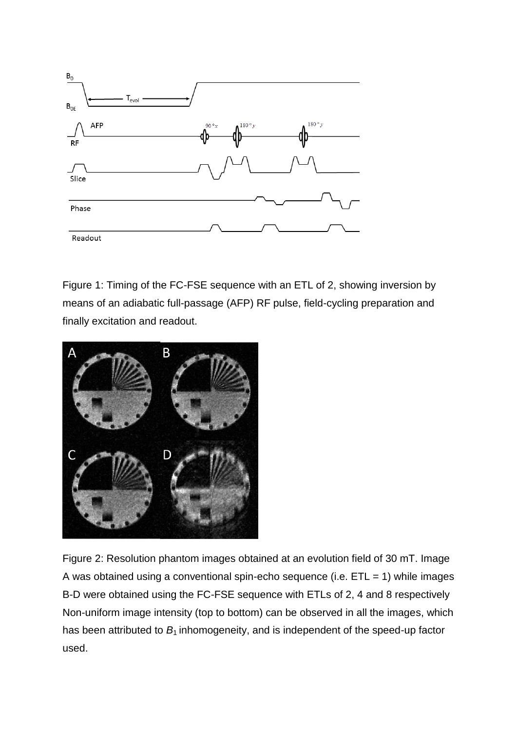Figure 1: Timing of the FC-FSE sequence with an ETL of 2, showing inversion by means of an adiabatic full-passage (AFP) RF pulse, field-cycling preparation and finally excitation and readout.

Figure 2: Resolution phantom images obtained at an evolution field of 30 mT. Image A was obtained using a conventional spin-echo sequence (i.e. ETL = 1) while images B-D were obtained using the FC-FSE sequence with ETLs of 2, 4 and 8 respectively Non-uniform image intensity (top to bottom) can be observed in all the images, which has been attributed to $B_1$ inhomogeneity, and is independent of the speed-up factor used.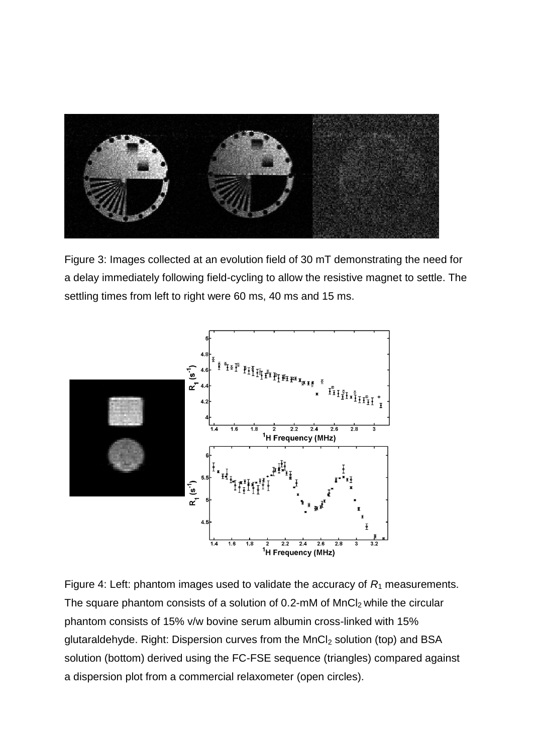Figure 3: Images collected at an evolution field of 30 mT demonstrating the need for a delay immediately following field-cycling to allow the resistive magnet to settle. The settling times from left to right were 60 ms, 40 ms and 15 ms.

Figure 4: Left: phantom images used to validate the accuracy of $R_1$ measurements. The square phantom consists of a solution of 0.2-mM of $MnCl_2$ while the circular phantom consists of 15% v/w bovine serum albumin cross-linked with 15% glutaraldehyde. Right: Dispersion curves from the $MnCl_2$ solution (top) and BSA solution (bottom) derived using the FC-FSE sequence (triangles) compared against a dispersion plot from a commercial relaxometer (open circles).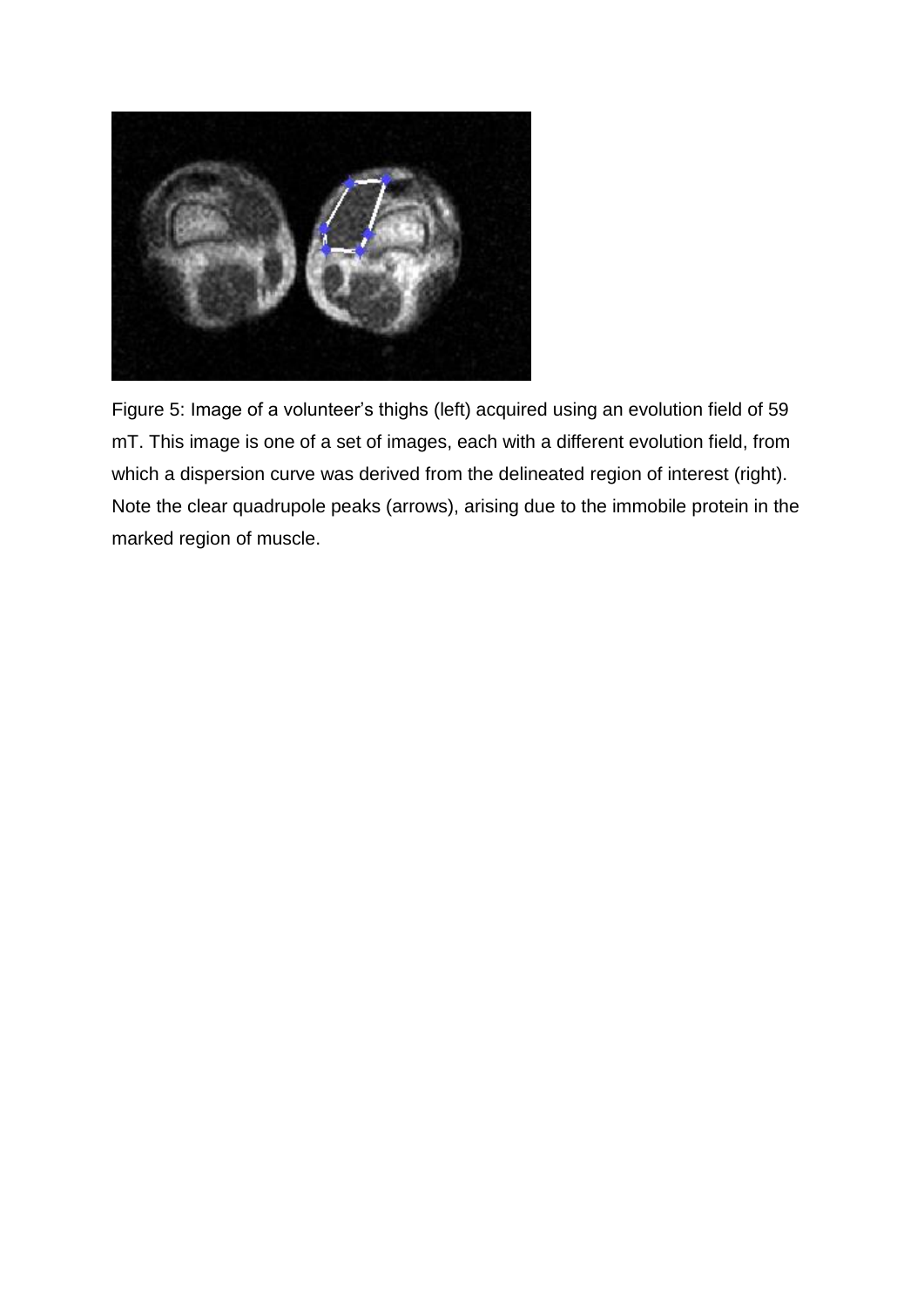Figure 5: Image of a volunteer’s thighs (left) acquired using an evolution field of 59 mT. This image is one of a set of images, each with a different evolution field, from which a dispersion curve was derived from the delineated region of interest (right). Note the clear quadrupole peaks (arrows), arising due to the immobile protein in the marked region of muscle.